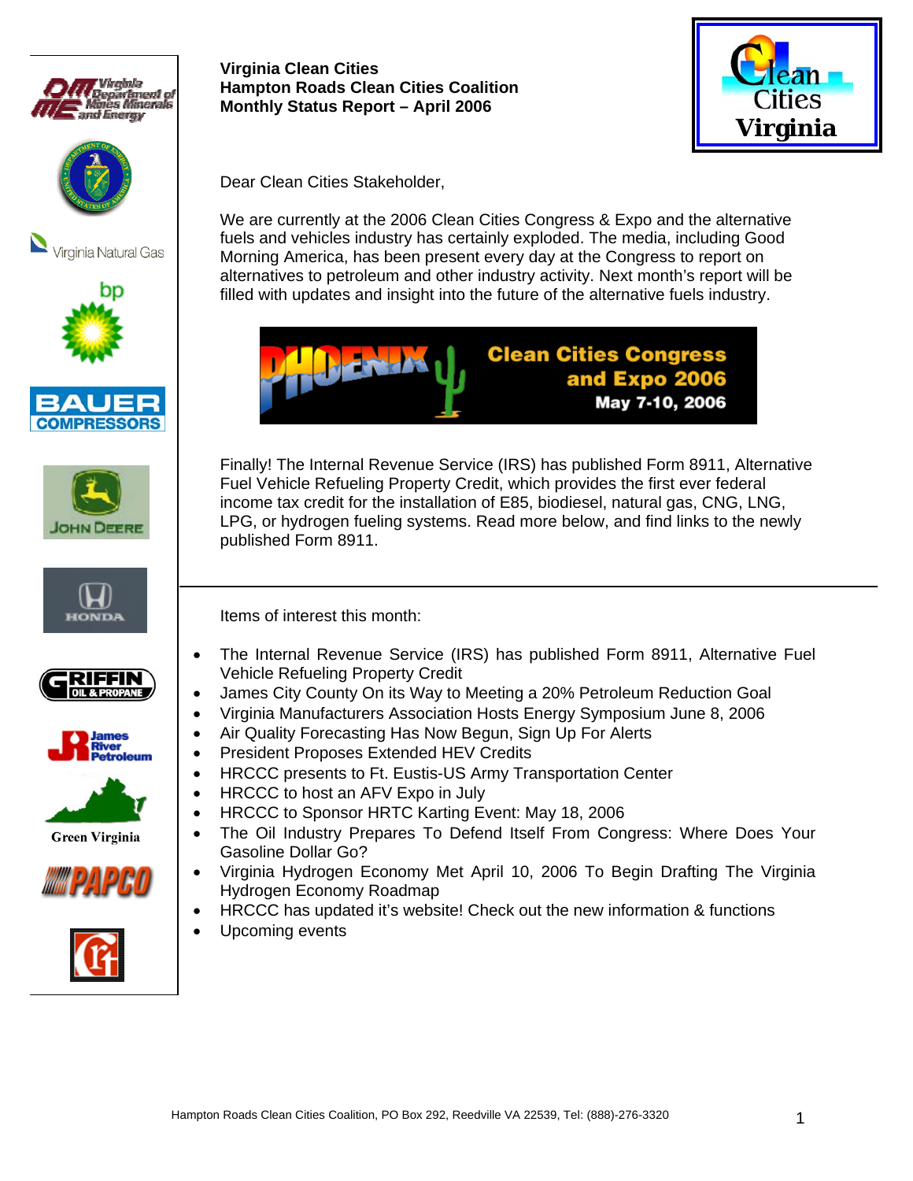**Virginia Clean Cities**
**Hampton Roads Clean Cities Coalition**
**Monthly Status Report – April 2006**

Dear Clean Cities Stakeholder,

We are currently at the 2006 Clean Cities Congress & Expo and the alternative fuels and vehicles industry has certainly exploded. The media, including Good Morning America, has been present every day at the Congress to report on alternatives to petroleum and other industry activity. Next month's report will be filled with updates and insight into the future of the alternative fuels industry.

Finally! The Internal Revenue Service (IRS) has published Form 8911, Alternative Fuel Vehicle Refueling Property Credit, which provides the first ever federal income tax credit for the installation of E85, biodiesel, natural gas, CNG, LNG, LPG, or hydrogen fueling systems. Read more below, and find links to the newly published Form 8911.

---

Items of interest this month:

- The Internal Revenue Service (IRS) has published Form 8911, Alternative Fuel Vehicle Refueling Property Credit
- James City County On its Way to Meeting a 20% Petroleum Reduction Goal
- Virginia Manufacturers Association Hosts Energy Symposium June 8, 2006
- Air Quality Forecasting Has Now Begun, Sign Up For Alerts
- President Proposes Extended HEV Credits
- HRCCC presents to Ft. Eustis-US Army Transportation Center
- HRCCC to host an AFV Expo in July
- HRCCC to Sponsor HRTC Karting Event: May 18, 2006
- The Oil Industry Prepares To Defend Itself From Congress: Where Does Your Gasoline Dollar Go?
- Virginia Hydrogen Economy Met April 10, 2006 To Begin Drafting The Virginia Hydrogen Economy Roadmap
- HRCCC has updated it's website! Check out the new information & functions
- Upcoming events

Hampton Roads Clean Cities Coalition, PO Box 292, Reedville VA 22539, Tel: (888)-276-3320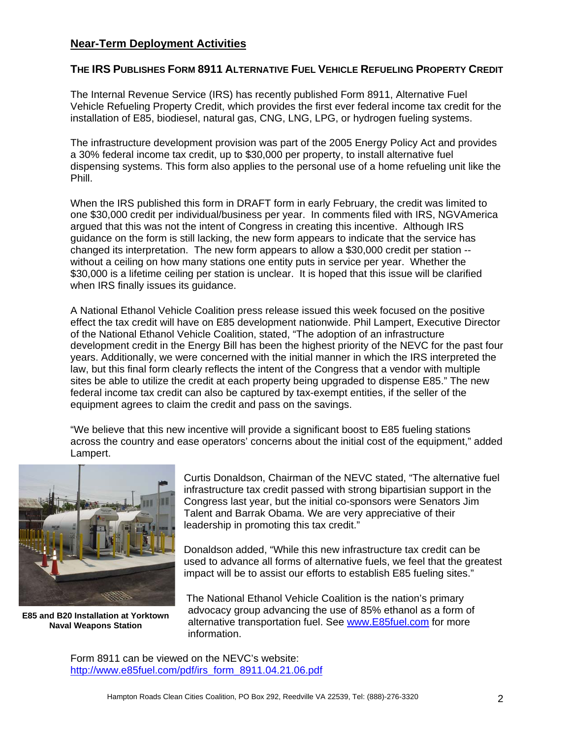## Near-Term Deployment Activities

### THE IRS PUBLISHES FORM 8911 ALTERNATIVE FUEL VEHICLE REFUELING PROPERTY CREDIT

The Internal Revenue Service (IRS) has recently published Form 8911, Alternative Fuel Vehicle Refueling Property Credit, which provides the first ever federal income tax credit for the installation of E85, biodiesel, natural gas, CNG, LNG, LPG, or hydrogen fueling systems.

The infrastructure development provision was part of the 2005 Energy Policy Act and provides a 30% federal income tax credit, up to $30,000 per property, to install alternative fuel dispensing systems. This form also applies to the personal use of a home refueling unit like the Phill.

When the IRS published this form in DRAFT form in early February, the credit was limited to one $30,000 credit per individual/business per year. In comments filed with IRS, NGVAmerica argued that this was not the intent of Congress in creating this incentive. Although IRS guidance on the form is still lacking, the new form appears to indicate that the service has changed its interpretation. The new form appears to allow a $30,000 credit per station -- without a ceiling on how many stations one entity puts in service per year. Whether the $30,000 is a lifetime ceiling per station is unclear. It is hoped that this issue will be clarified when IRS finally issues its guidance.

A National Ethanol Vehicle Coalition press release issued this week focused on the positive effect the tax credit will have on E85 development nationwide. Phil Lampert, Executive Director of the National Ethanol Vehicle Coalition, stated, "The adoption of an infrastructure development credit in the Energy Bill has been the highest priority of the NEVC for the past four years. Additionally, we were concerned with the initial manner in which the IRS interpreted the law, but this final form clearly reflects the intent of the Congress that a vendor with multiple sites be able to utilize the credit at each property being upgraded to dispense E85." The new federal income tax credit can also be captured by tax-exempt entities, if the seller of the equipment agrees to claim the credit and pass on the savings.

"We believe that this new incentive will provide a significant boost to E85 fueling stations across the country and ease operators' concerns about the initial cost of the equipment," added Lampert.

**E85 and B20 Installation at Yorktown Naval Weapons Station**

Curtis Donaldson, Chairman of the NEVC stated, "The alternative fuel infrastructure tax credit passed with strong bipartisan support in the Congress last year, but the initial co-sponsors were Senators Jim Talent and Barrak Obama. We are very appreciative of their leadership in promoting this tax credit."

Donaldson added, "While this new infrastructure tax credit can be used to advance all forms of alternative fuels, we feel that the greatest impact will be to assist our efforts to establish E85 fueling sites."

The National Ethanol Vehicle Coalition is the nation's primary advocacy group advancing the use of 85% ethanol as a form of alternative transportation fuel. See www.E85fuel.com for more information.

Form 8911 can be viewed on the NEVC's website: http://www.e85fuel.com/pdf/irs_form_8911.04.21.06.pdf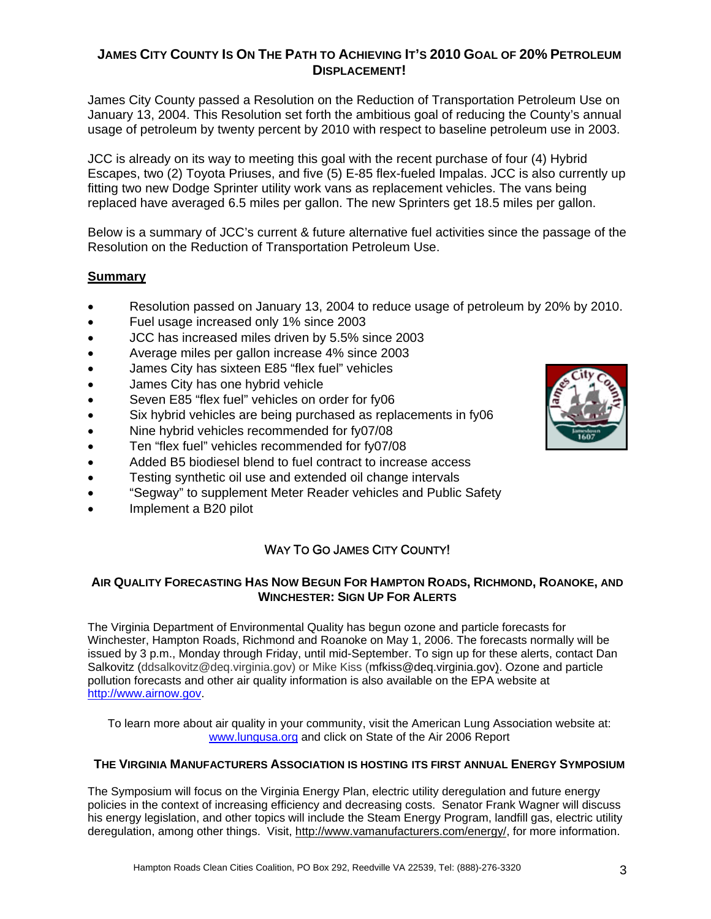## JAMES CITY COUNTY IS ON THE PATH TO ACHIEVING IT'S 2010 GOAL OF 20% PETROLEUM DISPLACEMENT!

James City County passed a Resolution on the Reduction of Transportation Petroleum Use on January 13, 2004. This Resolution set forth the ambitious goal of reducing the County's annual usage of petroleum by twenty percent by 2010 with respect to baseline petroleum use in 2003.

JCC is already on its way to meeting this goal with the recent purchase of four (4) Hybrid Escapes, two (2) Toyota Priuses, and five (5) E-85 flex-fueled Impalas. JCC is also currently up fitting two new Dodge Sprinter utility work vans as replacement vehicles. The vans being replaced have averaged 6.5 miles per gallon. The new Sprinters get 18.5 miles per gallon.

Below is a summary of JCC's current & future alternative fuel activities since the passage of the Resolution on the Reduction of Transportation Petroleum Use.

**Summary**

- Resolution passed on January 13, 2004 to reduce usage of petroleum by 20% by 2010.
- Fuel usage increased only 1% since 2003
- JCC has increased miles driven by 5.5% since 2003
- Average miles per gallon increase 4% since 2003
- James City has sixteen E85 "flex fuel" vehicles
- James City has one hybrid vehicle
- Seven E85 "flex fuel" vehicles on order for fy06
- Six hybrid vehicles are being purchased as replacements in fy06
- Nine hybrid vehicles recommended for fy07/08
- Ten "flex fuel" vehicles recommended for fy07/08
- Added B5 biodiesel blend to fuel contract to increase access
- Testing synthetic oil use and extended oil change intervals
- "Segway" to supplement Meter Reader vehicles and Public Safety
- Implement a B20 pilot

WAY TO GO JAMES CITY COUNTY!

## AIR QUALITY FORECASTING HAS NOW BEGUN FOR HAMPTON ROADS, RICHMOND, ROANOKE, AND WINCHESTER: SIGN UP FOR ALERTS

The Virginia Department of Environmental Quality has begun ozone and particle forecasts for Winchester, Hampton Roads, Richmond and Roanoke on May 1, 2006. The forecasts normally will be issued by 3 p.m., Monday through Friday, until mid-September. To sign up for these alerts, contact Dan Salkovitz (ddsalkovitz@deq.virginia.gov) or Mike Kiss (mfkiss@deq.virginia.gov). Ozone and particle pollution forecasts and other air quality information is also available on the EPA website at http://www.airnow.gov.

To learn more about air quality in your community, visit the American Lung Association website at: www.lungusa.org and click on State of the Air 2006 Report

## THE VIRGINIA MANUFACTURERS ASSOCIATION IS HOSTING ITS FIRST ANNUAL ENERGY SYMPOSIUM

The Symposium will focus on the Virginia Energy Plan, electric utility deregulation and future energy policies in the context of increasing efficiency and decreasing costs. Senator Frank Wagner will discuss his energy legislation, and other topics will include the Steam Energy Program, landfill gas, electric utility deregulation, among other things. Visit, http://www.vamanufacturers.com/energy/, for more information.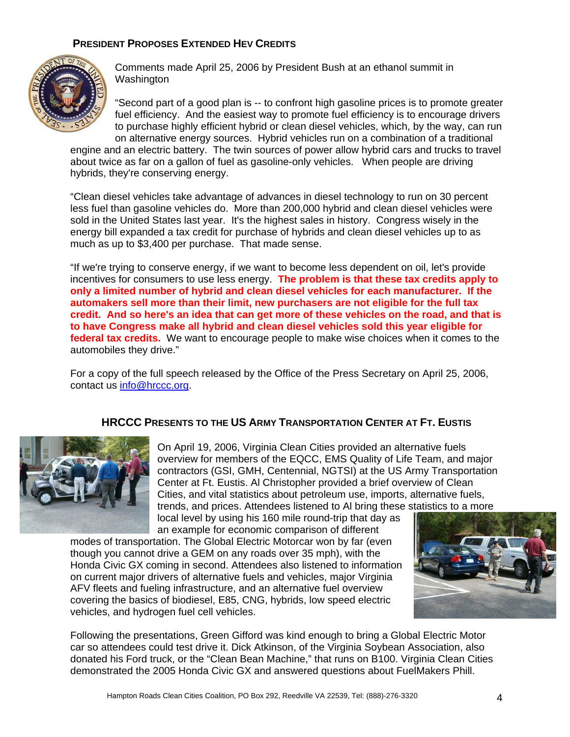## President Proposes Extended HEV Credits

Comments made April 25, 2006 by President Bush at an ethanol summit in Washington

"Second part of a good plan is -- to confront high gasoline prices is to promote greater fuel efficiency. And the easiest way to promote fuel efficiency is to encourage drivers to purchase highly efficient hybrid or clean diesel vehicles, which, by the way, can run on alternative energy sources. Hybrid vehicles run on a combination of a traditional engine and an electric battery. The twin sources of power allow hybrid cars and trucks to travel about twice as far on a gallon of fuel as gasoline-only vehicles. When people are driving hybrids, they're conserving energy.

"Clean diesel vehicles take advantage of advances in diesel technology to run on 30 percent less fuel than gasoline vehicles do. More than 200,000 hybrid and clean diesel vehicles were sold in the United States last year. It's the highest sales in history. Congress wisely in the energy bill expanded a tax credit for purchase of hybrids and clean diesel vehicles up to as much as up to $3,400 per purchase. That made sense.

"If we're trying to conserve energy, if we want to become less dependent on oil, let's provide incentives for consumers to use less energy. **The problem is that these tax credits apply to only a limited number of hybrid and clean diesel vehicles for each manufacturer. If the automakers sell more than their limit, new purchasers are not eligible for the full tax credit. And so here's an idea that can get more of these vehicles on the road, and that is to have Congress make all hybrid and clean diesel vehicles sold this year eligible for federal tax credits.** We want to encourage people to make wise choices when it comes to the automobiles they drive."

For a copy of the full speech released by the Office of the Press Secretary on April 25, 2006, contact us info@hrccc.org.

## HRCCC Presents to the US Army Transportation Center at Ft. Eustis

On April 19, 2006, Virginia Clean Cities provided an alternative fuels overview for members of the EQCC, EMS Quality of Life Team, and major contractors (GSI, GMH, Centennial, NGTSI) at the US Army Transportation Center at Ft. Eustis. Al Christopher provided a brief overview of Clean Cities, and vital statistics about petroleum use, imports, alternative fuels, trends, and prices. Attendees listened to Al bring these statistics to a more local level by using his 160 mile round-trip that day as an example for economic comparison of different modes of transportation. The Global Electric Motorcar won by far (even though you cannot drive a GEM on any roads over 35 mph), with the Honda Civic GX coming in second. Attendees also listened to information on current major drivers of alternative fuels and vehicles, major Virginia AFV fleets and fueling infrastructure, and an alternative fuel overview covering the basics of biodiesel, E85, CNG, hybrids, low speed electric vehicles, and hydrogen fuel cell vehicles.

Following the presentations, Green Gifford was kind enough to bring a Global Electric Motor car so attendees could test drive it. Dick Atkinson, of the Virginia Soybean Association, also donated his Ford truck, or the "Clean Bean Machine," that runs on B100. Virginia Clean Cities demonstrated the 2005 Honda Civic GX and answered questions about FuelMakers Phill.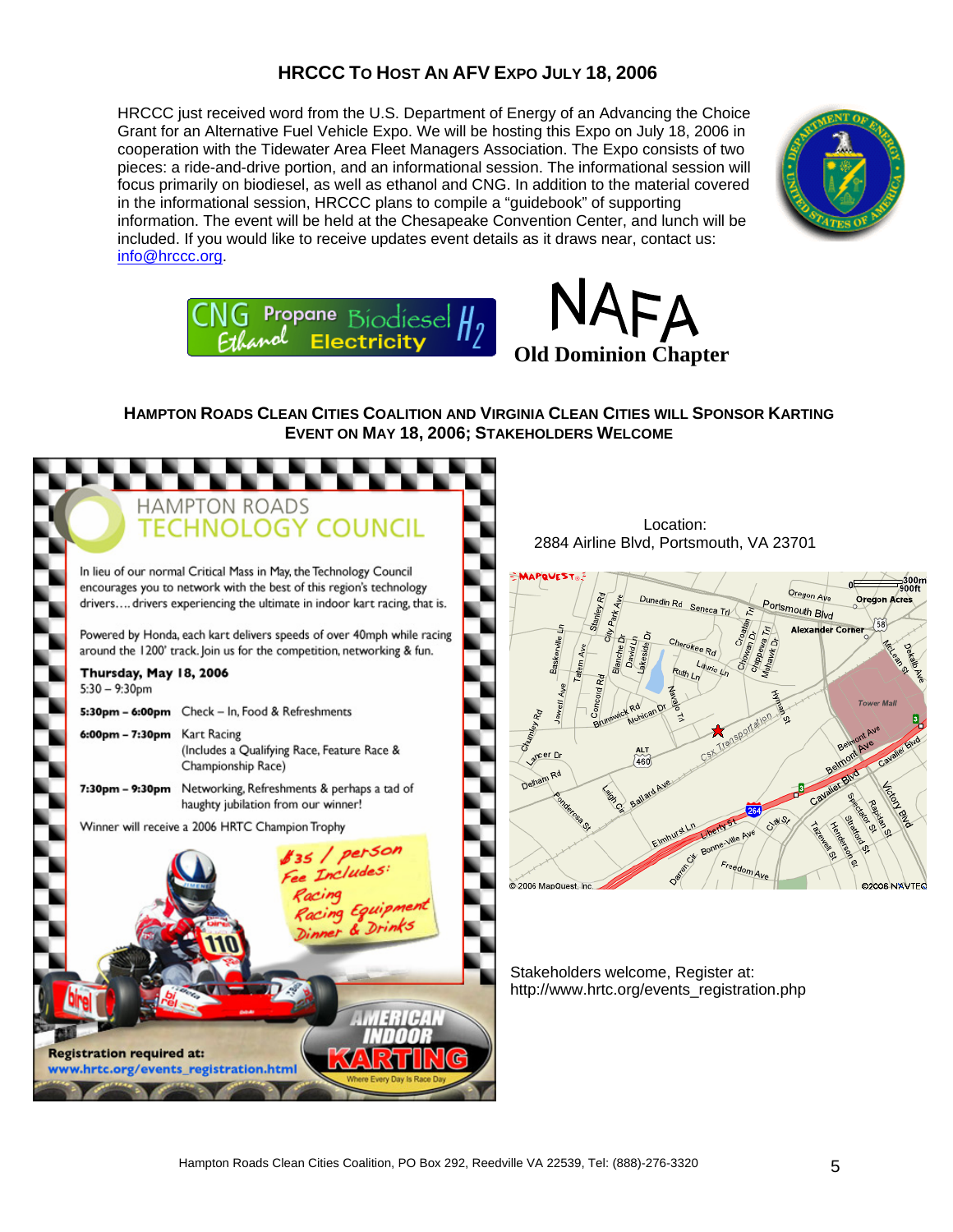## HRCCC To Host An AFV Expo July 18, 2006

HRCCC just received word from the U.S. Department of Energy of an Advancing the Choice Grant for an Alternative Fuel Vehicle Expo. We will be hosting this Expo on July 18, 2006 in cooperation with the Tidewater Area Fleet Managers Association. The Expo consists of two pieces: a ride-and-drive portion, and an informational session. The informational session will focus primarily on biodiesel, as well as ethanol and CNG. In addition to the material covered in the informational session, HRCCC plans to compile a "guidebook" of supporting information. The event will be held at the Chesapeake Convention Center, and lunch will be included. If you would like to receive updates event details as it draws near, contact us: info@hrccc.org.

CNG Propane Biodiesel $H_2$ Ethanol Electricity

NAFA
**Old Dominion Chapter**

## Hampton Roads Clean Cities Coalition and Virginia Clean Cities Will Sponsor Karting Event on May 18, 2006; Stakeholders Welcome

### HAMPTON ROADS TECHNOLOGY COUNCIL

In lieu of our normal Critical Mass in May, the Technology Council encourages you to network with the best of this region's technology drivers.... drivers experiencing the ultimate in indoor kart racing, that is.

Powered by Honda, each kart delivers speeds of over 40mph while racing around the 1200' track. Join us for the competition, networking & fun.

**Thursday, May 18, 2006**
5:30 – 9:30pm

| | |
|---|---|
| **5:30pm – 6:00pm** | Check – In, Food & Refreshments |
| **6:00pm – 7:30pm** | Kart Racing (Includes a Qualifying Race, Feature Race & Championship Race) |
| **7:30pm – 9:30pm** | Networking, Refreshments & perhaps a tad of haughty jubilation from our winner! |

Winner will receive a 2006 HRTC Champion Trophy

$35 / person
Fee Includes:
Racing
Racing Equipment
Dinner & Drinks

AMERICAN INDOOR KARTING
Where Every Day Is Race Day

**Registration required at:**
**www.hrtc.org/events_registration.html**

Location:
2884 Airline Blvd, Portsmouth, VA 23701

Stakeholders welcome, Register at:
http://www.hrtc.org/events_registration.php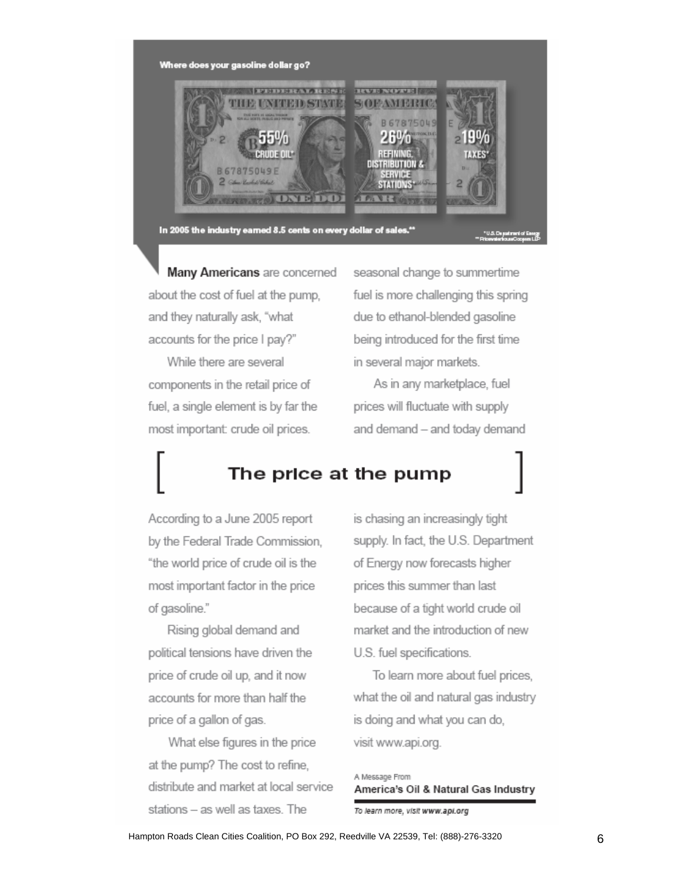**Where does your gasoline dollar go?**

55% CRUDE OIL*

26% REFINING, DISTRIBUTION & SERVICE STATIONS*

19% TAXES*

In 2005 the industry earned 8.5 cents on every dollar of sales.**

*U.S. Department of Energy
**PricewaterhouseCoopers LLP

# The price at the pump

**Many Americans** are concerned about the cost of fuel at the pump, and they naturally ask, "what accounts for the price I pay?"

While there are several components in the retail price of fuel, a single element is by far the most important: crude oil prices.

According to a June 2005 report by the Federal Trade Commission, "the world price of crude oil is the most important factor in the price of gasoline."

Rising global demand and political tensions have driven the price of crude oil up, and it now accounts for more than half the price of a gallon of gas.

What else figures in the price at the pump? The cost to refine, distribute and market at local service stations – as well as taxes. The seasonal change to summertime fuel is more challenging this spring due to ethanol-blended gasoline being introduced for the first time in several major markets.

As in any marketplace, fuel prices will fluctuate with supply and demand – and today demand is chasing an increasingly tight supply. In fact, the U.S. Department of Energy now forecasts higher prices this summer than last because of a tight world crude oil market and the introduction of new U.S. fuel specifications.

To learn more about fuel prices, what the oil and natural gas industry is doing and what you can do, visit www.api.org.

A Message From
**America's Oil & Natural Gas Industry**

*To learn more, visit www.api.org*

Hampton Roads Clean Cities Coalition, PO Box 292, Reedville VA 22539, Tel: (888)-276-3320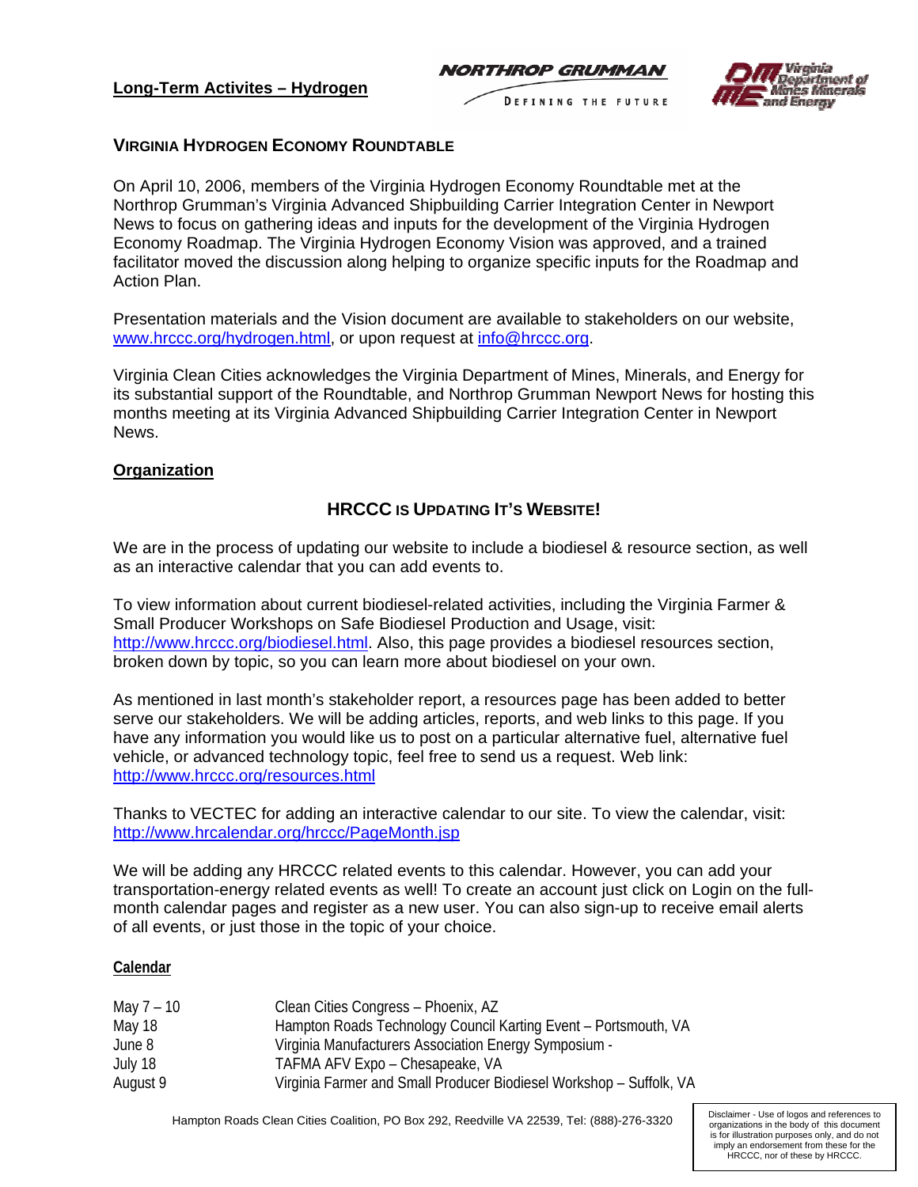## Long-Term Activites – Hydrogen

### VIRGINIA HYDROGEN ECONOMY ROUNDTABLE

On April 10, 2006, members of the Virginia Hydrogen Economy Roundtable met at the Northrop Grumman's Virginia Advanced Shipbuilding Carrier Integration Center in Newport News to focus on gathering ideas and inputs for the development of the Virginia Hydrogen Economy Roadmap. The Virginia Hydrogen Economy Vision was approved, and a trained facilitator moved the discussion along helping to organize specific inputs for the Roadmap and Action Plan.

Presentation materials and the Vision document are available to stakeholders on our website, www.hrccc.org/hydrogen.html, or upon request at info@hrccc.org.

Virginia Clean Cities acknowledges the Virginia Department of Mines, Minerals, and Energy for its substantial support of the Roundtable, and Northrop Grumman Newport News for hosting this months meeting at its Virginia Advanced Shipbuilding Carrier Integration Center in Newport News.

## Organization

### HRCCC IS UPDATING IT'S WEBSITE!

We are in the process of updating our website to include a biodiesel & resource section, as well as an interactive calendar that you can add events to.

To view information about current biodiesel-related activities, including the Virginia Farmer & Small Producer Workshops on Safe Biodiesel Production and Usage, visit: http://www.hrccc.org/biodiesel.html. Also, this page provides a biodiesel resources section, broken down by topic, so you can learn more about biodiesel on your own.

As mentioned in last month's stakeholder report, a resources page has been added to better serve our stakeholders. We will be adding articles, reports, and web links to this page. If you have any information you would like us to post on a particular alternative fuel, alternative fuel vehicle, or advanced technology topic, feel free to send us a request. Web link: http://www.hrccc.org/resources.html

Thanks to VECTEC for adding an interactive calendar to our site. To view the calendar, visit: http://www.hrcalendar.org/hrccc/PageMonth.jsp

We will be adding any HRCCC related events to this calendar. However, you can add your transportation-energy related events as well! To create an account just click on Login on the full-month calendar pages and register as a new user. You can also sign-up to receive email alerts of all events, or just those in the topic of your choice.

## Calendar

| | |
|---|---|
| May 7 – 10 | Clean Cities Congress – Phoenix, AZ |
| May 18 | Hampton Roads Technology Council Karting Event – Portsmouth, VA |
| June 8 | Virginia Manufacturers Association Energy Symposium - |
| July 18 | TAFMA AFV Expo – Chesapeake, VA |
| August 9 | Virginia Farmer and Small Producer Biodiesel Workshop – Suffolk, VA |

Hampton Roads Clean Cities Coalition, PO Box 292, Reedville VA 22539, Tel: (888)-276-3320

Disclaimer - Use of logos and references to organizations in the body of this document is for illustration purposes only, and do not imply an endorsement from these for the HRCCC, nor of these by HRCCC.